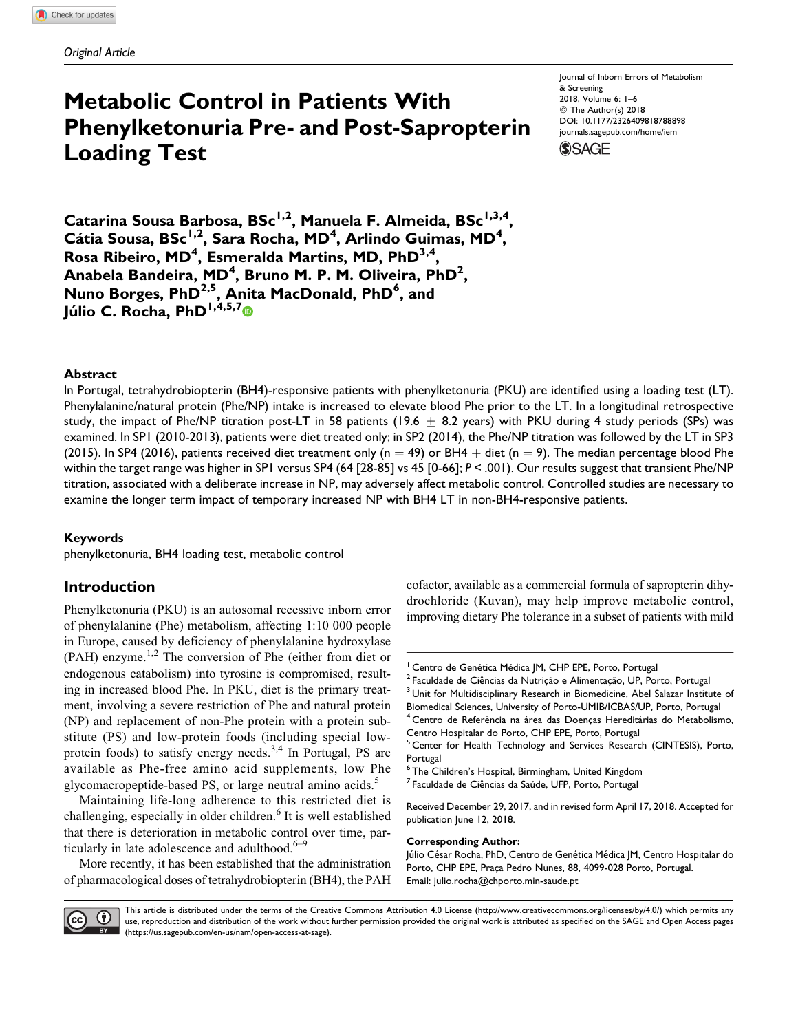*Original Article*

# Metabolic Control in Patients With Phenylketonuria Pre- and Post-Sapropterin Loading Test

Journal of Inborn Errors of Metabolism & Screening
2018, Volume 6: 1–6
© The Author(s) 2018
DOI: 10.1177/2326409818788898
journals.sagepub.com/home/iem

**Catarina Sousa Barbosa, BSc[1,2], Manuela F. Almeida, BSc[1,3,4], Cátia Sousa, BSc[1,2], Sara Rocha, MD[4], Arlindo Guimas, MD[4], Rosa Ribeiro, MD[4], Esmeralda Martins, MD, PhD[3,4], Anabela Bandeira, MD[4], Bruno M. P. M. Oliveira, PhD[2], Nuno Borges, PhD[2,5], Anita MacDonald, PhD[6], and Júlio C. Rocha, PhD[1,4,5,7]**

## Abstract

In Portugal, tetrahydrobiopterin (BH4)-responsive patients with phenylketonuria (PKU) are identified using a loading test (LT). Phenylalanine/natural protein (Phe/NP) intake is increased to elevate blood Phe prior to the LT. In a longitudinal retrospective study, the impact of Phe/NP titration post-LT in 58 patients (19.6 ± 8.2 years) with PKU during 4 study periods (SPs) was examined. In SP1 (2010-2013), patients were diet treated only; in SP2 (2014), the Phe/NP titration was followed by the LT in SP3 (2015). In SP4 (2016), patients received diet treatment only ($n = 49$) or BH4 + diet ($n = 9$). The median percentage blood Phe within the target range was higher in SP1 versus SP4 (64 [28-85] vs 45 [0-66]; $P < .001$). Our results suggest that transient Phe/NP titration, associated with a deliberate increase in NP, may adversely affect metabolic control. Controlled studies are necessary to examine the longer term impact of temporary increased NP with BH4 LT in non-BH4-responsive patients.

### Keywords

phenylketonuria, BH4 loading test, metabolic control

## Introduction

Phenylketonuria (PKU) is an autosomal recessive inborn error of phenylalanine (Phe) metabolism, affecting 1:10 000 people in Europe, caused by deficiency of phenylalanine hydroxylase (PAH) enzyme.[1,2] The conversion of Phe (either from diet or endogenous catabolism) into tyrosine is compromised, resulting in increased blood Phe. In PKU, diet is the primary treatment, involving a severe restriction of Phe and natural protein (NP) and replacement of non-Phe protein with a protein substitute (PS) and low-protein foods (including special low-protein foods) to satisfy energy needs.[3,4] In Portugal, PS are available as Phe-free amino acid supplements, low Phe glycomacropeptide-based PS, or large neutral amino acids.[5]

Maintaining life-long adherence to this restricted diet is challenging, especially in older children.[6] It is well established that there is deterioration in metabolic control over time, particularly in late adolescence and adulthood.[6–9]

More recently, it has been established that the administration of pharmacological doses of tetrahydrobiopterin (BH4), the PAH cofactor, available as a commercial formula of sapropterin dihydrochloride (Kuvan), may help improve metabolic control, improving dietary Phe tolerance in a subset of patients with mild

---

[1] Centro de Genética Médica JM, CHP EPE, Porto, Portugal
[2] Faculdade de Ciências da Nutrição e Alimentação, UP, Porto, Portugal
[3] Unit for Multidisciplinary Research in Biomedicine, Abel Salazar Institute of Biomedical Sciences, University of Porto-UMIB/ICBAS/UP, Porto, Portugal
[4] Centro de Referência na área das Doenças Hereditárias do Metabolismo, Centro Hospitalar do Porto, CHP EPE, Porto, Portugal
[5] Center for Health Technology and Services Research (CINTESIS), Porto, Portugal
[6] The Children's Hospital, Birmingham, United Kingdom
[7] Faculdade de Ciências da Saúde, UFP, Porto, Portugal

Received December 29, 2017, and in revised form April 17, 2018. Accepted for publication June 12, 2018.

**Corresponding Author:**
Júlio César Rocha, PhD, Centro de Genética Médica JM, Centro Hospitalar do Porto, CHP EPE, Praça Pedro Nunes, 88, 4099-028 Porto, Portugal.
Email: julio.rocha@chporto.min-saude.pt

This article is distributed under the terms of the Creative Commons Attribution 4.0 License (http://www.creativecommons.org/licenses/by/4.0/) which permits any use, reproduction and distribution of the work without further permission provided the original work is attributed as specified on the SAGE and Open Access pages (https://us.sagepub.com/en-us/nam/open-access-at-sage).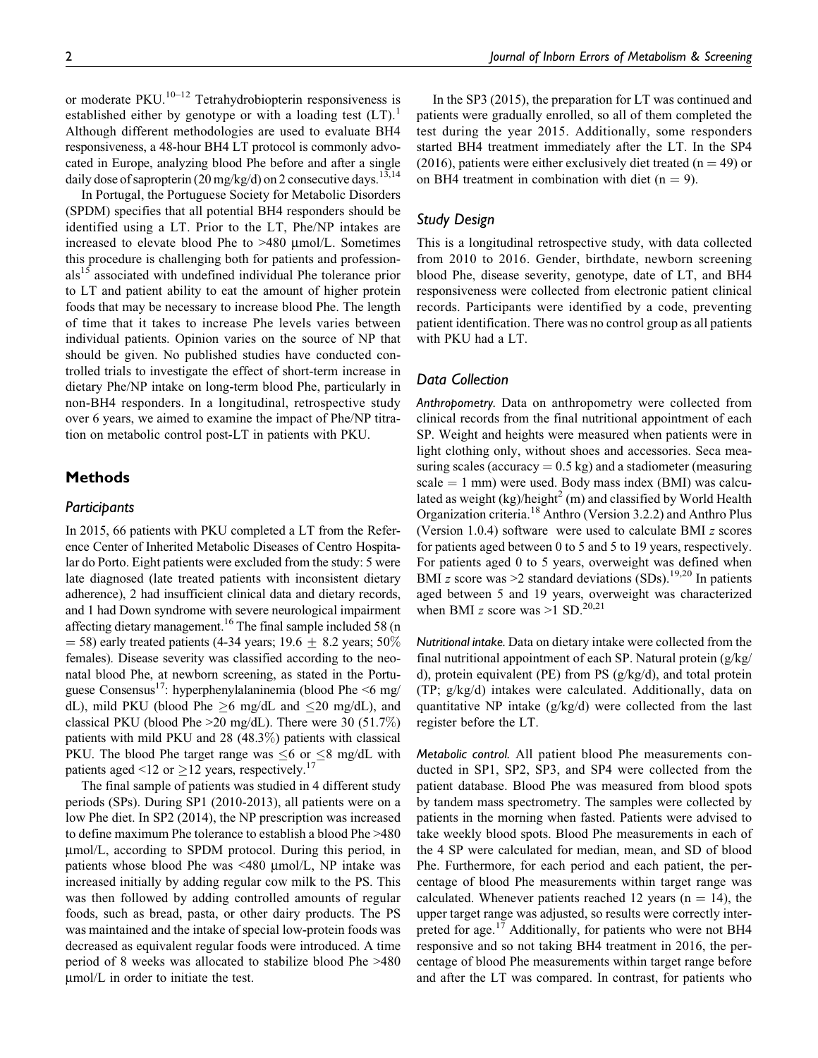or moderate PKU.[10–12] Tetrahydrobiopterin responsiveness is established either by genotype or with a loading test (LT).[1] Although different methodologies are used to evaluate BH4 responsiveness, a 48-hour BH4 LT protocol is commonly advocated in Europe, analyzing blood Phe before and after a single daily dose of sapropterin (20 mg/kg/d) on 2 consecutive days.[13,14]

In Portugal, the Portuguese Society for Metabolic Disorders (SPDM) specifies that all potential BH4 responders should be identified using a LT. Prior to the LT, Phe/NP intakes are increased to elevate blood Phe to >480 µmol/L. Sometimes this procedure is challenging both for patients and professionals[15] associated with undefined individual Phe tolerance prior to LT and patient ability to eat the amount of higher protein foods that may be necessary to increase blood Phe. The length of time that it takes to increase Phe levels varies between individual patients. Opinion varies on the source of NP that should be given. No published studies have conducted controlled trials to investigate the effect of short-term increase in dietary Phe/NP intake on long-term blood Phe, particularly in non-BH4 responders. In a longitudinal, retrospective study over 6 years, we aimed to examine the impact of Phe/NP titration on metabolic control post-LT in patients with PKU.

## Methods

### Participants

In 2015, 66 patients with PKU completed a LT from the Reference Center of Inherited Metabolic Diseases of Centro Hospitalar do Porto. Eight patients were excluded from the study: 5 were late diagnosed (late treated patients with inconsistent dietary adherence), 2 had insufficient clinical data and dietary records, and 1 had Down syndrome with severe neurological impairment affecting dietary management.[16] The final sample included 58 (n = 58) early treated patients (4-34 years; 19.6 $\pm$ 8.2 years; 50% females). Disease severity was classified according to the neonatal blood Phe, at newborn screening, as stated in the Portuguese Consensus[17]: hyperphenylalaninemia (blood Phe <6 mg/dL), mild PKU (blood Phe $\geq$6 mg/dL and $\leq$20 mg/dL), and classical PKU (blood Phe >20 mg/dL). There were 30 (51.7%) patients with mild PKU and 28 (48.3%) patients with classical PKU. The blood Phe target range was $\leq$6 or $\leq$8 mg/dL with patients aged <12 or $\geq$12 years, respectively.[17]

The final sample of patients was studied in 4 different study periods (SPs). During SP1 (2010-2013), all patients were on a low Phe diet. In SP2 (2014), the NP prescription was increased to define maximum Phe tolerance to establish a blood Phe >480 µmol/L, according to SPDM protocol. During this period, in patients whose blood Phe was <480 µmol/L, NP intake was increased initially by adding regular cow milk to the PS. This was then followed by adding controlled amounts of regular foods, such as bread, pasta, or other dairy products. The PS was maintained and the intake of special low-protein foods was decreased as equivalent regular foods were introduced. A time period of 8 weeks was allocated to stabilize blood Phe >480 µmol/L in order to initiate the test.

In the SP3 (2015), the preparation for LT was continued and patients were gradually enrolled, so all of them completed the test during the year 2015. Additionally, some responders started BH4 treatment immediately after the LT. In the SP4 (2016), patients were either exclusively diet treated (n = 49) or on BH4 treatment in combination with diet (n = 9).

### Study Design

This is a longitudinal retrospective study, with data collected from 2010 to 2016. Gender, birthdate, newborn screening blood Phe, disease severity, genotype, date of LT, and BH4 responsiveness were collected from electronic patient clinical records. Participants were identified by a code, preventing patient identification. There was no control group as all patients with PKU had a LT.

### Data Collection

*Anthropometry.* Data on anthropometry were collected from clinical records from the final nutritional appointment of each SP. Weight and heights were measured when patients were in light clothing only, without shoes and accessories. Seca measuring scales (accuracy = 0.5 kg) and a stadiometer (measuring scale = 1 mm) were used. Body mass index (BMI) was calculated as weight (kg)/height$^2$ (m) and classified by World Health Organization criteria.[18] Anthro (Version 3.2.2) and Anthro Plus (Version 1.0.4) software were used to calculate BMI *z* scores for patients aged between 0 to 5 and 5 to 19 years, respectively. For patients aged 0 to 5 years, overweight was defined when BMI *z* score was >2 standard deviations (SDs).[19,20] In patients aged between 5 and 19 years, overweight was characterized when BMI *z* score was >1 SD.[20,21]

*Nutritional intake.* Data on dietary intake were collected from the final nutritional appointment of each SP. Natural protein (g/kg/d), protein equivalent (PE) from PS (g/kg/d), and total protein (TP; g/kg/d) intakes were calculated. Additionally, data on quantitative NP intake (g/kg/d) were collected from the last register before the LT.

*Metabolic control.* All patient blood Phe measurements conducted in SP1, SP2, SP3, and SP4 were collected from the patient database. Blood Phe was measured from blood spots by tandem mass spectrometry. The samples were collected by patients in the morning when fasted. Patients were advised to take weekly blood spots. Blood Phe measurements in each of the 4 SP were calculated for median, mean, and SD of blood Phe. Furthermore, for each period and each patient, the percentage of blood Phe measurements within target range was calculated. Whenever patients reached 12 years (n = 14), the upper target range was adjusted, so results were correctly interpreted for age.[17] Additionally, for patients who were not BH4 responsive and so not taking BH4 treatment in 2016, the percentage of blood Phe measurements within target range before and after the LT was compared. In contrast, for patients who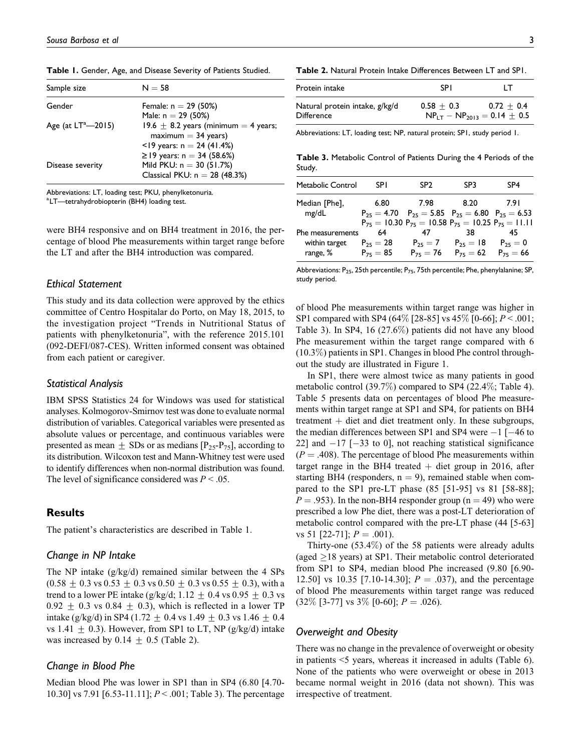**Table 1.** Gender, Age, and Disease Severity of Patients Studied.

| Sample size | N = 58 |
| --- | --- |
| Gender | Female: n = 29 (50%)<br>Male: n = 29 (50%) |
| Age (at LT[a]—2015) | 19.6 ± 8.2 years (minimum = 4 years; maximum = 34 years)<br><19 years: n = 24 (41.4%)<br>≥19 years: n = 34 (58.6%) |
| Disease severity | Mild PKU: n = 30 (51.7%)<br>Classical PKU: n = 28 (48.3%) |

Abbreviations: LT, loading test; PKU, phenylketonuria.
[a]LT—tetrahydrobiopterin (BH4) loading test.

were BH4 responsive and on BH4 treatment in 2016, the percentage of blood Phe measurements within target range before the LT and after the BH4 introduction was compared.

### Ethical Statement

This study and its data collection were approved by the ethics committee of Centro Hospitalar do Porto, on May 18, 2015, to the investigation project "Trends in Nutritional Status of patients with phenylketonuria", with the reference 2015.101 (092-DEFI/087-CES). Written informed consent was obtained from each patient or caregiver.

### Statistical Analysis

IBM SPSS Statistics 24 for Windows was used for statistical analyses. Kolmogorov-Smirnov test was done to evaluate normal distribution of variables. Categorical variables were presented as absolute values or percentage, and continuous variables were presented as mean ± SDs or as medians [$P_{25}$-$P_{75}$], according to its distribution. Wilcoxon test and Mann-Whitney test were used to identify differences when non-normal distribution was found. The level of significance considered was $P < .05$.

## Results

The patient's characteristics are described in Table 1.

### Change in NP Intake

The NP intake (g/kg/d) remained similar between the 4 SPs (0.58 ± 0.3 vs 0.53 ± 0.3 vs 0.50 ± 0.3 vs 0.55 ± 0.3), with a trend to a lower PE intake (g/kg/d; 1.12 ± 0.4 vs 0.95 ± 0.3 vs 0.92 ± 0.3 vs 0.84 ± 0.3), which is reflected in a lower TP intake (g/kg/d) in SP4 (1.72 ± 0.4 vs 1.49 ± 0.3 vs 1.46 ± 0.4 vs 1.41 ± 0.3). However, from SP1 to LT, NP (g/kg/d) intake was increased by 0.14 ± 0.5 (Table 2).

### Change in Blood Phe

Median blood Phe was lower in SP1 than in SP4 (6.80 [4.70-10.30] vs 7.91 [6.53-11.11]; $P < .001$; Table 3). The percentage of blood Phe measurements within target range was higher in SP1 compared with SP4 (64% [28-85] vs 45% [0-66]; $P < .001$; Table 3). In SP4, 16 (27.6%) patients did not have any blood Phe measurement within the target range compared with 6 (10.3%) patients in SP1. Changes in blood Phe control throughout the study are illustrated in Figure 1.

**Table 2.** Natural Protein Intake Differences Between LT and SP1.

| Protein intake | SP1 | LT |
| --- | --- | --- |
| Natural protein intake, g/kg/d | 0.58 ± 0.3 | 0.72 ± 0.4 |
| Difference | $NP_{LT} - NP_{2013} = 0.14 \pm 0.5$ | |

Abbreviations: LT, loading test; NP, natural protein; SP1, study period 1.

**Table 3.** Metabolic Control of Patients During the 4 Periods of the Study.

| Metabolic Control | SP1 | SP2 | SP3 | SP4 |
| --- | --- | --- | --- | --- |
| Median [Phe], mg/dL | 6.80<br>$P_{25} = 4.70$<br>$P_{75} = 10.30$ | 7.98<br>$P_{25} = 5.85$<br>$P_{75} = 10.58$ | 8.20<br>$P_{25} = 6.80$<br>$P_{75} = 10.25$ | 7.91<br>$P_{25} = 6.53$<br>$P_{75} = 11.11$ |
| Phe measurements within target range, % | 64<br>$P_{25} = 28$<br>$P_{75} = 85$ | 47<br>$P_{25} = 7$<br>$P_{75} = 76$ | 38<br>$P_{25} = 18$<br>$P_{75} = 62$ | 45<br>$P_{25} = 0$<br>$P_{75} = 66$ |

Abbreviations: $P_{25}$, 25th percentile; $P_{75}$, 75th percentile; Phe, phenylalanine; SP, study period.

In SP1, there were almost twice as many patients in good metabolic control (39.7%) compared to SP4 (22.4%; Table 4). Table 5 presents data on percentages of blood Phe measurements within target range at SP1 and SP4, for patients on BH4 treatment + diet and diet treatment only. In these subgroups, the median differences between SP1 and SP4 were −1 [−46 to 22] and −17 [−33 to 0], not reaching statistical significance ($P = .408$). The percentage of blood Phe measurements within target range in the BH4 treated + diet group in 2016, after starting BH4 (responders, n = 9), remained stable when compared to the SP1 pre-LT phase (85 [51-95] vs 81 [58-88]; $P = .953$). In the non-BH4 responder group (n = 49) who were prescribed a low Phe diet, there was a post-LT deterioration of metabolic control compared with the pre-LT phase (44 [5-63] vs 51 [22-71]; $P = .001$).

Thirty-one (53.4%) of the 58 patients were already adults (aged ≥18 years) at SP1. Their metabolic control deteriorated from SP1 to SP4, median blood Phe increased (9.80 [6.90-12.50] vs 10.35 [7.10-14.30]; $P = .037$), and the percentage of blood Phe measurements within target range was reduced (32% [3-77] vs 3% [0-60]; $P = .026$).

### Overweight and Obesity

There was no change in the prevalence of overweight or obesity in patients <5 years, whereas it increased in adults (Table 6). None of the patients who were overweight or obese in 2013 became normal weight in 2016 (data not shown). This was irrespective of treatment.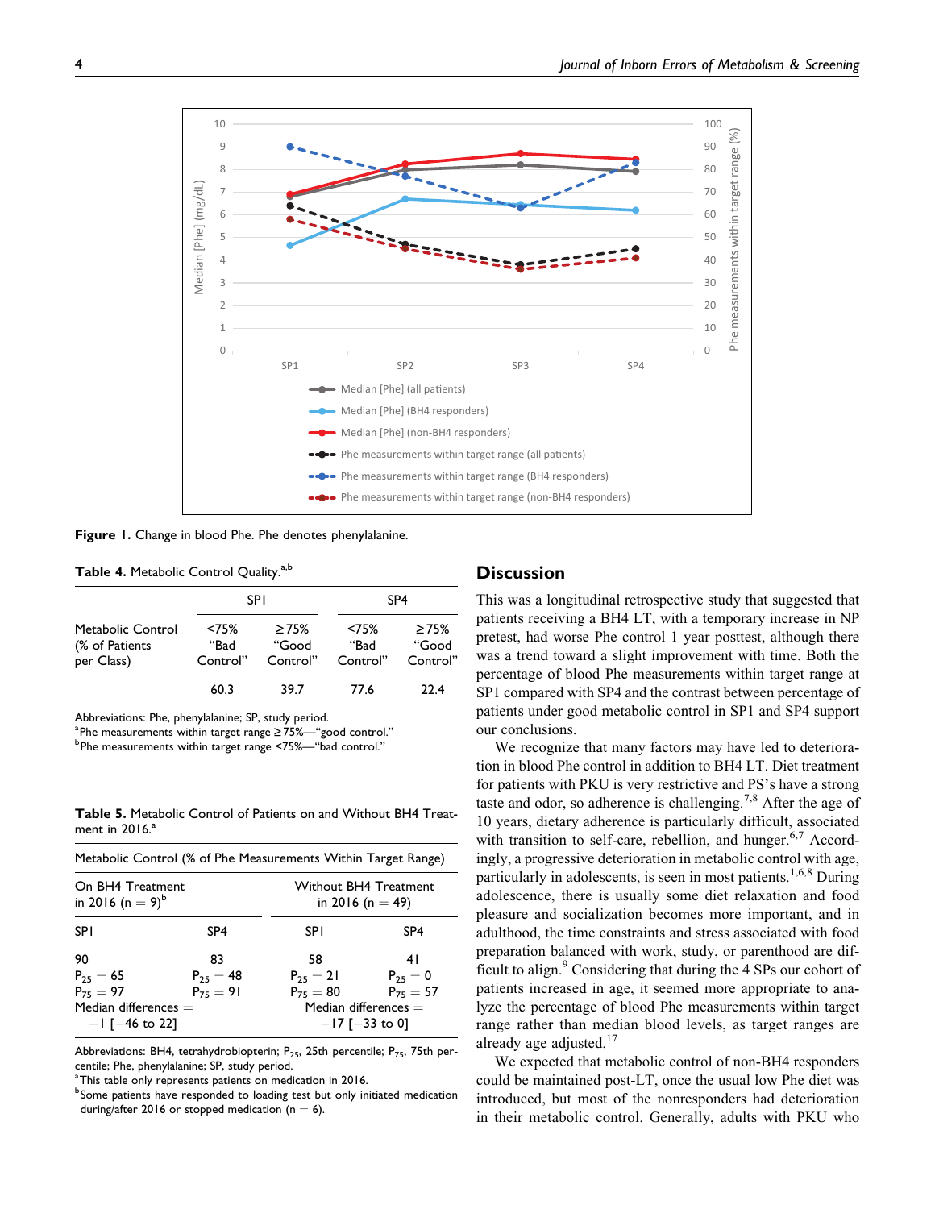Figure 1. Change in blood Phe. Phe denotes phenylalanine.

**Table 4.** Metabolic Control Quality.[a,b]

| Metabolic Control (% of Patients per Class) | SP1 <75% "Bad Control" | SP1 ≥75% "Good Control" | SP4 <75% "Bad Control" | SP4 ≥75% "Good Control" |
|---|---|---|---|---|
| | 60.3 | 39.7 | 77.6 | 22.4 |

Abbreviations: Phe, phenylalanine; SP, study period.
[a]Phe measurements within target range ≥75%—"good control."
[b]Phe measurements within target range <75%—"bad control."

**Table 5.** Metabolic Control of Patients on and Without BH4 Treatment in 2016.[a]

| Metabolic Control (% of Phe Measurements Within Target Range) | | | |
|---|---|---|---|
| On BH4 Treatment in 2016 (n = 9)[b] | | Without BH4 Treatment in 2016 (n = 49) | |
| SP1 | SP4 | SP1 | SP4 |
| 90 | 83 | 58 | 41 |
| $P_{25}$ = 65 | $P_{25}$ = 48 | $P_{25}$ = 21 | $P_{25}$ = 0 |
| $P_{75}$ = 97 | $P_{75}$ = 91 | $P_{75}$ = 80 | $P_{75}$ = 57 |
| Median differences = −1 [−46 to 22] | | Median differences = −17 [−33 to 0] | |

Abbreviations: BH4, tetrahydrobiopterin; $P_{25}$, 25th percentile; $P_{75}$, 75th percentile; Phe, phenylalanine; SP, study period.
[a]This table only represents patients on medication in 2016.
[b]Some patients have responded to loading test but only initiated medication during/after 2016 or stopped medication (n = 6).

## Discussion

This was a longitudinal retrospective study that suggested that patients receiving a BH4 LT, with a temporary increase in NP pretest, had worse Phe control 1 year posttest, although there was a trend toward a slight improvement with time. Both the percentage of blood Phe measurements within target range at SP1 compared with SP4 and the contrast between percentage of patients under good metabolic control in SP1 and SP4 support our conclusions.

We recognize that many factors may have led to deterioration in blood Phe control in addition to BH4 LT. Diet treatment for patients with PKU is very restrictive and PS's have a strong taste and odor, so adherence is challenging.[7,8] After the age of 10 years, dietary adherence is particularly difficult, associated with transition to self-care, rebellion, and hunger.[6,7] Accordingly, a progressive deterioration in metabolic control with age, particularly in adolescents, is seen in most patients.[1,6,8] During adolescence, there is usually some diet relaxation and food pleasure and socialization becomes more important, and in adulthood, the time constraints and stress associated with food preparation balanced with work, study, or parenthood are difficult to align.[9] Considering that during the 4 SPs our cohort of patients increased in age, it seemed more appropriate to analyze the percentage of blood Phe measurements within target range rather than median blood levels, as target ranges are already age adjusted.[17]

We expected that metabolic control of non-BH4 responders could be maintained post-LT, once the usual low Phe diet was introduced, but most of the nonresponders had deterioration in their metabolic control. Generally, adults with PKU who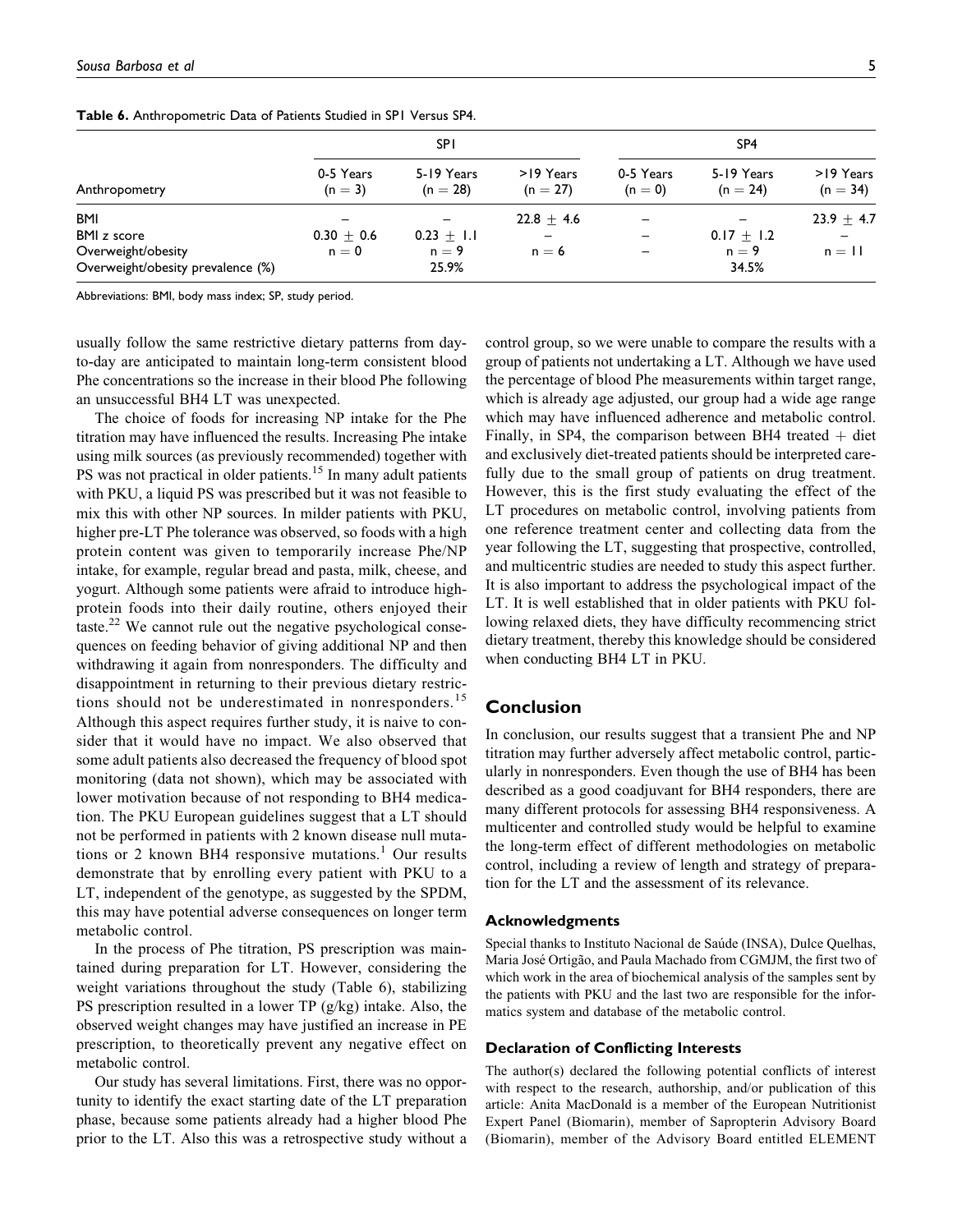**Table 6.** Anthropometric Data of Patients Studied in SP1 Versus SP4.

| Anthropometry | SP1 | | | SP4 | | |
|---|---|---|---|---|---|---|
| | 0-5 Years (n = 3) | 5-19 Years (n = 28) | >19 Years (n = 27) | 0-5 Years (n = 0) | 5-19 Years (n = 24) | >19 Years (n = 34) |
| BMI | – | – | 22.8 ± 4.6 | – | – | 23.9 ± 4.7 |
| BMI z score | 0.30 ± 0.6 | 0.23 ± 1.1 | – | – | 0.17 ± 1.2 | – |
| Overweight/obesity | n = 0 | n = 9 | n = 6 | – | n = 9 | n = 11 |
| Overweight/obesity prevalence (%) | | 25.9% | | | 34.5% | |

Abbreviations: BMI, body mass index; SP, study period.

usually follow the same restrictive dietary patterns from day-to-day are anticipated to maintain long-term consistent blood Phe concentrations so the increase in their blood Phe following an unsuccessful BH4 LT was unexpected.

The choice of foods for increasing NP intake for the Phe titration may have influenced the results. Increasing Phe intake using milk sources (as previously recommended) together with PS was not practical in older patients.[15] In many adult patients with PKU, a liquid PS was prescribed but it was not feasible to mix this with other NP sources. In milder patients with PKU, higher pre-LT Phe tolerance was observed, so foods with a high protein content was given to temporarily increase Phe/NP intake, for example, regular bread and pasta, milk, cheese, and yogurt. Although some patients were afraid to introduce high-protein foods into their daily routine, others enjoyed their taste.[22] We cannot rule out the negative psychological consequences on feeding behavior of giving additional NP and then withdrawing it again from nonresponders. The difficulty and disappointment in returning to their previous dietary restrictions should not be underestimated in nonresponders.[15] Although this aspect requires further study, it is naive to consider that it would have no impact. We also observed that some adult patients also decreased the frequency of blood spot monitoring (data not shown), which may be associated with lower motivation because of not responding to BH4 medication. The PKU European guidelines suggest that a LT should not be performed in patients with 2 known disease null mutations or 2 known BH4 responsive mutations.[1] Our results demonstrate that by enrolling every patient with PKU to a LT, independent of the genotype, as suggested by the SPDM, this may have potential adverse consequences on longer term metabolic control.

In the process of Phe titration, PS prescription was maintained during preparation for LT. However, considering the weight variations throughout the study (Table 6), stabilizing PS prescription resulted in a lower TP (g/kg) intake. Also, the observed weight changes may have justified an increase in PE prescription, to theoretically prevent any negative effect on metabolic control.

Our study has several limitations. First, there was no opportunity to identify the exact starting date of the LT preparation phase, because some patients already had a higher blood Phe prior to the LT. Also this was a retrospective study without a control group, so we were unable to compare the results with a group of patients not undertaking a LT. Although we have used the percentage of blood Phe measurements within target range, which is already age adjusted, our group had a wide age range which may have influenced adherence and metabolic control. Finally, in SP4, the comparison between BH4 treated + diet and exclusively diet-treated patients should be interpreted carefully due to the small group of patients on drug treatment. However, this is the first study evaluating the effect of the LT procedures on metabolic control, involving patients from one reference treatment center and collecting data from the year following the LT, suggesting that prospective, controlled, and multicentric studies are needed to study this aspect further. It is also important to address the psychological impact of the LT. It is well established that in older patients with PKU following relaxed diets, they have difficulty recommencing strict dietary treatment, thereby this knowledge should be considered when conducting BH4 LT in PKU.

## Conclusion

In conclusion, our results suggest that a transient Phe and NP titration may further adversely affect metabolic control, particularly in nonresponders. Even though the use of BH4 has been described as a good coadjuvant for BH4 responders, there are many different protocols for assessing BH4 responsiveness. A multicenter and controlled study would be helpful to examine the long-term effect of different methodologies on metabolic control, including a review of length and strategy of preparation for the LT and the assessment of its relevance.

### Acknowledgments

Special thanks to Instituto Nacional de Saúde (INSA), Dulce Quelhas, Maria José Ortigão, and Paula Machado from CGMJM, the first two of which work in the area of biochemical analysis of the samples sent by the patients with PKU and the last two are responsible for the informatics system and database of the metabolic control.

### Declaration of Conflicting Interests

The author(s) declared the following potential conflicts of interest with respect to the research, authorship, and/or publication of this article: Anita MacDonald is a member of the European Nutritionist Expert Panel (Biomarin), member of Sapropterin Advisory Board (Biomarin), member of the Advisory Board entitled ELEMENT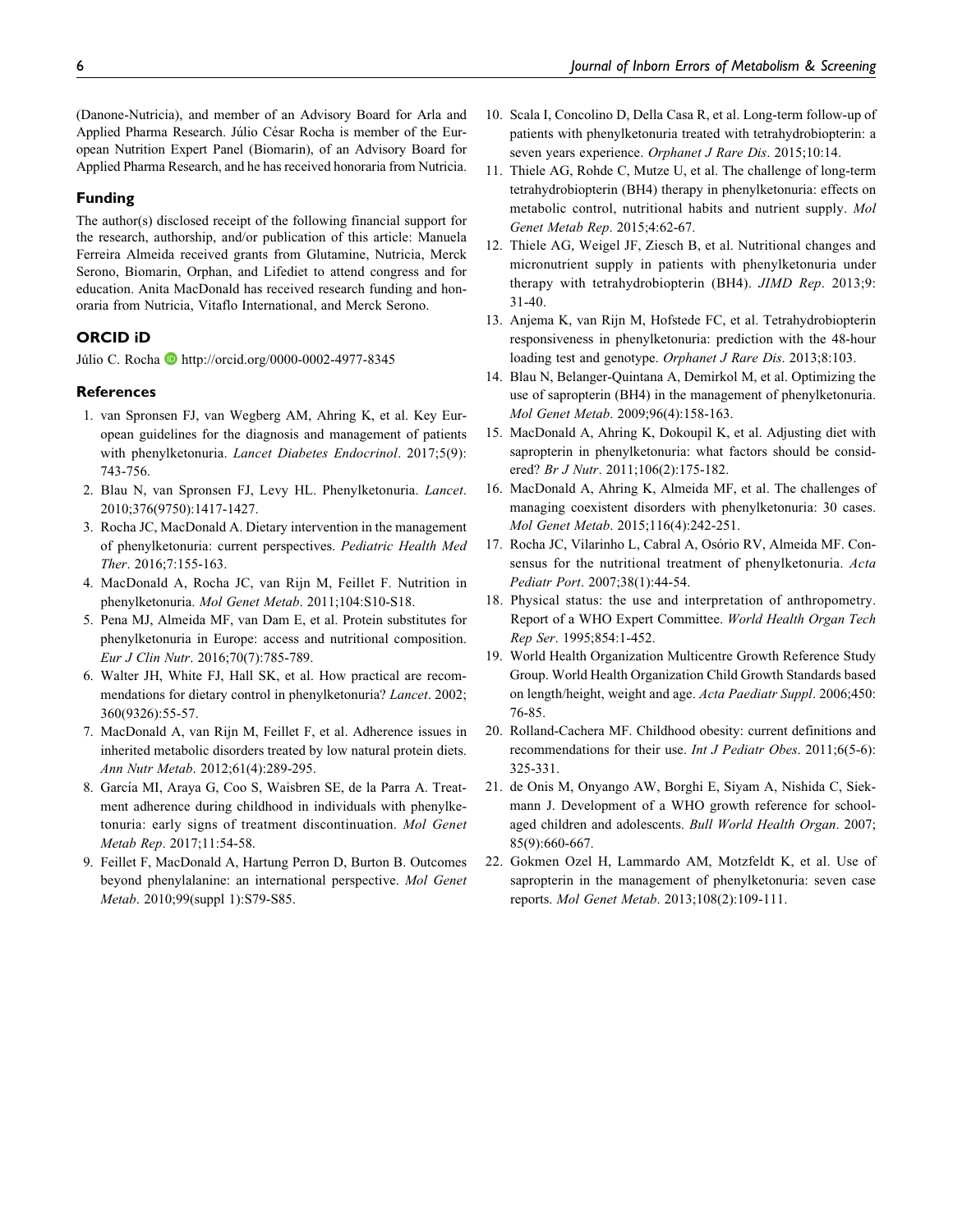(Danone-Nutricia), and member of an Advisory Board for Arla and Applied Pharma Research. Júlio César Rocha is member of the European Nutrition Expert Panel (Biomarin), of an Advisory Board for Applied Pharma Research, and he has received honoraria from Nutricia.

## Funding

The author(s) disclosed receipt of the following financial support for the research, authorship, and/or publication of this article: Manuela Ferreira Almeida received grants from Glutamine, Nutricia, Merck Serono, Biomarin, Orphan, and Lifediet to attend congress and for education. Anita MacDonald has received research funding and honoraria from Nutricia, Vitaflo International, and Merck Serono.

## ORCID iD

Júlio C. Rocha http://orcid.org/0000-0002-4977-8345

## References

1. van Spronsen FJ, van Wegberg AM, Ahring K, et al. Key European guidelines for the diagnosis and management of patients with phenylketonuria. *Lancet Diabetes Endocrinol*. 2017;5(9): 743-756.
2. Blau N, van Spronsen FJ, Levy HL. Phenylketonuria. *Lancet*. 2010;376(9750):1417-1427.
3. Rocha JC, MacDonald A. Dietary intervention in the management of phenylketonuria: current perspectives. *Pediatric Health Med Ther*. 2016;7:155-163.
4. MacDonald A, Rocha JC, van Rijn M, Feillet F. Nutrition in phenylketonuria. *Mol Genet Metab*. 2011;104:S10-S18.
5. Pena MJ, Almeida MF, van Dam E, et al. Protein substitutes for phenylketonuria in Europe: access and nutritional composition. *Eur J Clin Nutr*. 2016;70(7):785-789.
6. Walter JH, White FJ, Hall SK, et al. How practical are recommendations for dietary control in phenylketonuria? *Lancet*. 2002; 360(9326):55-57.
7. MacDonald A, van Rijn M, Feillet F, et al. Adherence issues in inherited metabolic disorders treated by low natural protein diets. *Ann Nutr Metab*. 2012;61(4):289-295.
8. García MI, Araya G, Coo S, Waisbren SE, de la Parra A. Treatment adherence during childhood in individuals with phenylketonuria: early signs of treatment discontinuation. *Mol Genet Metab Rep*. 2017;11:54-58.
9. Feillet F, MacDonald A, Hartung Perron D, Burton B. Outcomes beyond phenylalanine: an international perspective. *Mol Genet Metab*. 2010;99(suppl 1):S79-S85.
10. Scala I, Concolino D, Della Casa R, et al. Long-term follow-up of patients with phenylketonuria treated with tetrahydrobiopterin: a seven years experience. *Orphanet J Rare Dis*. 2015;10:14.
11. Thiele AG, Rohde C, Mutze U, et al. The challenge of long-term tetrahydrobiopterin (BH4) therapy in phenylketonuria: effects on metabolic control, nutritional habits and nutrient supply. *Mol Genet Metab Rep*. 2015;4:62-67.
12. Thiele AG, Weigel JF, Ziesch B, et al. Nutritional changes and micronutrient supply in patients with phenylketonuria under therapy with tetrahydrobiopterin (BH4). *JIMD Rep*. 2013;9: 31-40.
13. Anjema K, van Rijn M, Hofstede FC, et al. Tetrahydrobiopterin responsiveness in phenylketonuria: prediction with the 48-hour loading test and genotype. *Orphanet J Rare Dis*. 2013;8:103.
14. Blau N, Belanger-Quintana A, Demirkol M, et al. Optimizing the use of sapropterin (BH4) in the management of phenylketonuria. *Mol Genet Metab*. 2009;96(4):158-163.
15. MacDonald A, Ahring K, Dokoupil K, et al. Adjusting diet with sapropterin in phenylketonuria: what factors should be considered? *Br J Nutr*. 2011;106(2):175-182.
16. MacDonald A, Ahring K, Almeida MF, et al. The challenges of managing coexistent disorders with phenylketonuria: 30 cases. *Mol Genet Metab*. 2015;116(4):242-251.
17. Rocha JC, Vilarinho L, Cabral A, Osório RV, Almeida MF. Consensus for the nutritional treatment of phenylketonuria. *Acta Pediatr Port*. 2007;38(1):44-54.
18. Physical status: the use and interpretation of anthropometry. Report of a WHO Expert Committee. *World Health Organ Tech Rep Ser*. 1995;854:1-452.
19. World Health Organization Multicentre Growth Reference Study Group. World Health Organization Child Growth Standards based on length/height, weight and age. *Acta Paediatr Suppl*. 2006;450: 76-85.
20. Rolland-Cachera MF. Childhood obesity: current definitions and recommendations for their use. *Int J Pediatr Obes*. 2011;6(5-6): 325-331.
21. de Onis M, Onyango AW, Borghi E, Siyam A, Nishida C, Siekmann J. Development of a WHO growth reference for school-aged children and adolescents. *Bull World Health Organ*. 2007; 85(9):660-667.
22. Gokmen Ozel H, Lammardo AM, Motzfeldt K, et al. Use of sapropterin in the management of phenylketonuria: seven case reports. *Mol Genet Metab*. 2013;108(2):109-111.